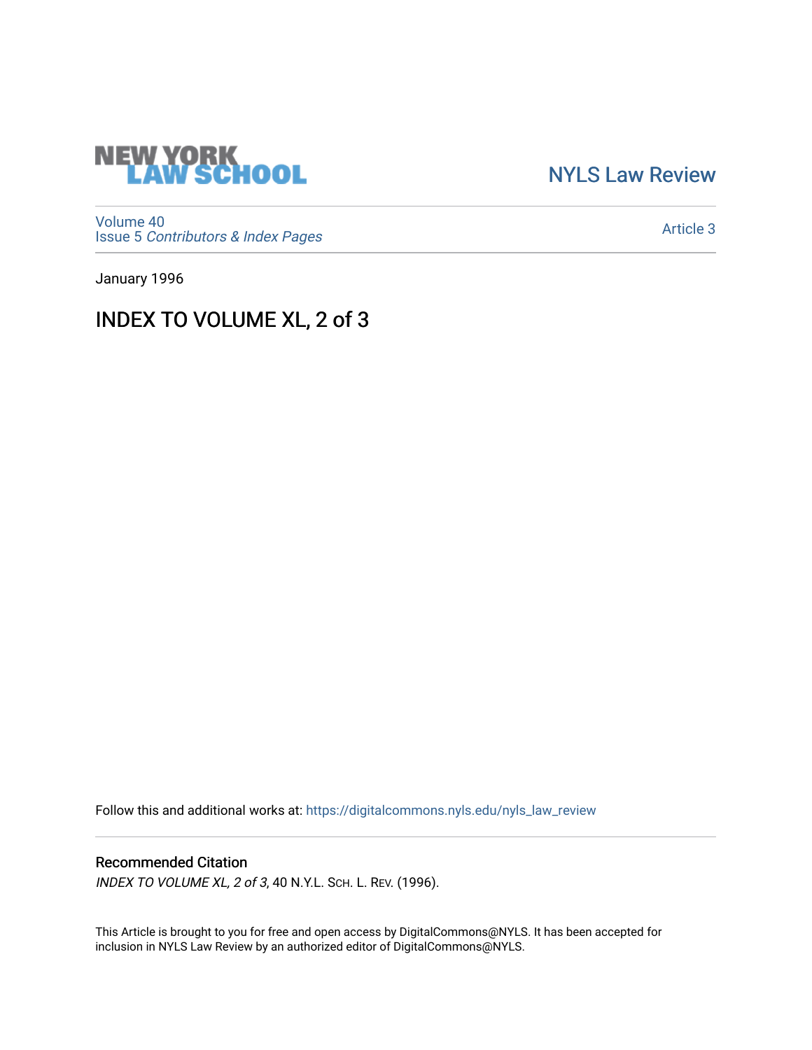NEW YORK LAW SCHOOL

NYLS Law Review

Volume 40
Issue 5 *Contributors & Index Pages*

Article 3

January 1996

# INDEX TO VOLUME XL, 2 of 3

Follow this and additional works at: https://digitalcommons.nyls.edu/nyls_law_review

## Recommended Citation

*INDEX TO VOLUME XL, 2 of 3*, 40 N.Y.L. Sch. L. Rev. (1996).

This Article is brought to you for free and open access by DigitalCommons@NYLS. It has been accepted for inclusion in NYLS Law Review by an authorized editor of DigitalCommons@NYLS.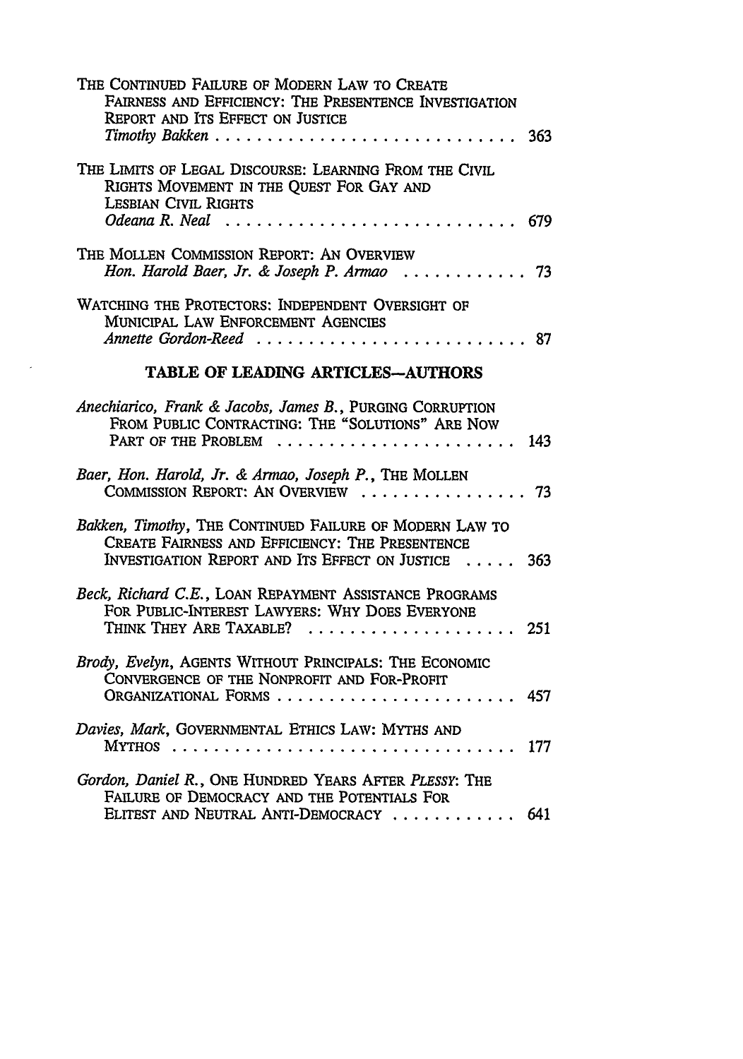THE CONTINUED FAILURE OF MODERN LAW TO CREATE FAIRNESS AND EFFICIENCY: THE PRESENTENCE INVESTIGATION REPORT AND ITS EFFECT ON JUSTICE
*Timothy Bakken* . . . . . . . . . . . . . . . . . . . . . . . . . . . . 363

THE LIMITS OF LEGAL DISCOURSE: LEARNING FROM THE CIVIL RIGHTS MOVEMENT IN THE QUEST FOR GAY AND LESBIAN CIVIL RIGHTS
*Odeana R. Neal* . . . . . . . . . . . . . . . . . . . . . . . . . . . . 679

THE MOLLEN COMMISSION REPORT: AN OVERVIEW
*Hon. Harold Baer, Jr. & Joseph P. Armao* . . . . . . . . . . . . 73

WATCHING THE PROTECTORS: INDEPENDENT OVERSIGHT OF MUNICIPAL LAW ENFORCEMENT AGENCIES
*Annette Gordon-Reed* . . . . . . . . . . . . . . . . . . . . . . . . . 87

## TABLE OF LEADING ARTICLES—AUTHORS

*Anechiarico, Frank & Jacobs, James B.*, PURGING CORRUPTION FROM PUBLIC CONTRACTING: THE "SOLUTIONS" ARE NOW PART OF THE PROBLEM . . . . . . . . . . . . . . . . . . . . . . 143

*Baer, Hon. Harold, Jr. & Armao, Joseph P.*, THE MOLLEN COMMISSION REPORT: AN OVERVIEW . . . . . . . . . . . . . . . . 73

*Bakken, Timothy*, THE CONTINUED FAILURE OF MODERN LAW TO CREATE FAIRNESS AND EFFICIENCY: THE PRESENTENCE INVESTIGATION REPORT AND ITS EFFECT ON JUSTICE . . . . . 363

*Beck, Richard C.E.*, LOAN REPAYMENT ASSISTANCE PROGRAMS FOR PUBLIC-INTEREST LAWYERS: WHY DOES EVERYONE THINK THEY ARE TAXABLE? . . . . . . . . . . . . . . . . . . . . 251

*Brody, Evelyn*, AGENTS WITHOUT PRINCIPALS: THE ECONOMIC CONVERGENCE OF THE NONPROFIT AND FOR-PROFIT ORGANIZATIONAL FORMS . . . . . . . . . . . . . . . . . . . . . . 457

*Davies, Mark*, GOVERNMENTAL ETHICS LAW: MYTHS AND MYTHOS . . . . . . . . . . . . . . . . . . . . . . . . . . . . . . . . . 177

*Gordon, Daniel R.*, ONE HUNDRED YEARS AFTER *PLESSY*: THE FAILURE OF DEMOCRACY AND THE POTENTIALS FOR ELITEST AND NEUTRAL ANTI-DEMOCRACY . . . . . . . . . . . 641